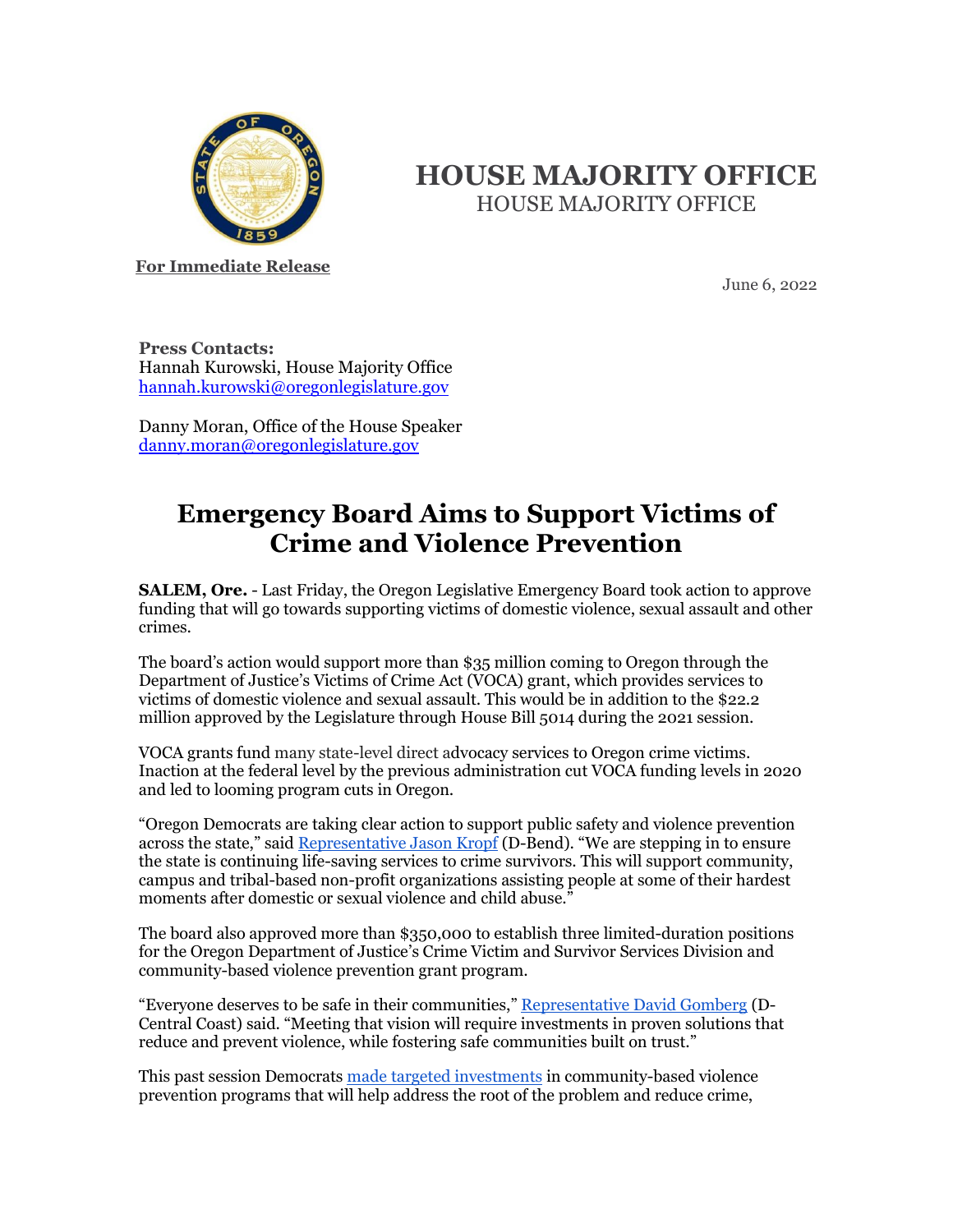# HOUSE MAJORITY OFFICE

HOUSE MAJORITY OFFICE

**For Immediate Release**

June 6, 2022

**Press Contacts:**
Hannah Kurowski, House Majority Office
hannah.kurowski@oregonlegislature.gov

Danny Moran, Office of the House Speaker
danny.moran@oregonlegislature.gov

## Emergency Board Aims to Support Victims of Crime and Violence Prevention

**SALEM, Ore.** - Last Friday, the Oregon Legislative Emergency Board took action to approve funding that will go towards supporting victims of domestic violence, sexual assault and other crimes.

The board's action would support more than $35 million coming to Oregon through the Department of Justice's Victims of Crime Act (VOCA) grant, which provides services to victims of domestic violence and sexual assault. This would be in addition to the $22.2 million approved by the Legislature through House Bill 5014 during the 2021 session.

VOCA grants fund many state-level direct advocacy services to Oregon crime victims. Inaction at the federal level by the previous administration cut VOCA funding levels in 2020 and led to looming program cuts in Oregon.

"Oregon Democrats are taking clear action to support public safety and violence prevention across the state," said Representative Jason Kropf (D-Bend). "We are stepping in to ensure the state is continuing life-saving services to crime survivors. This will support community, campus and tribal-based non-profit organizations assisting people at some of their hardest moments after domestic or sexual violence and child abuse."

The board also approved more than $350,000 to establish three limited-duration positions for the Oregon Department of Justice's Crime Victim and Survivor Services Division and community-based violence prevention grant program.

"Everyone deserves to be safe in their communities," Representative David Gomberg (D-Central Coast) said. "Meeting that vision will require investments in proven solutions that reduce and prevent violence, while fostering safe communities built on trust."

This past session Democrats made targeted investments in community-based violence prevention programs that will help address the root of the problem and reduce crime,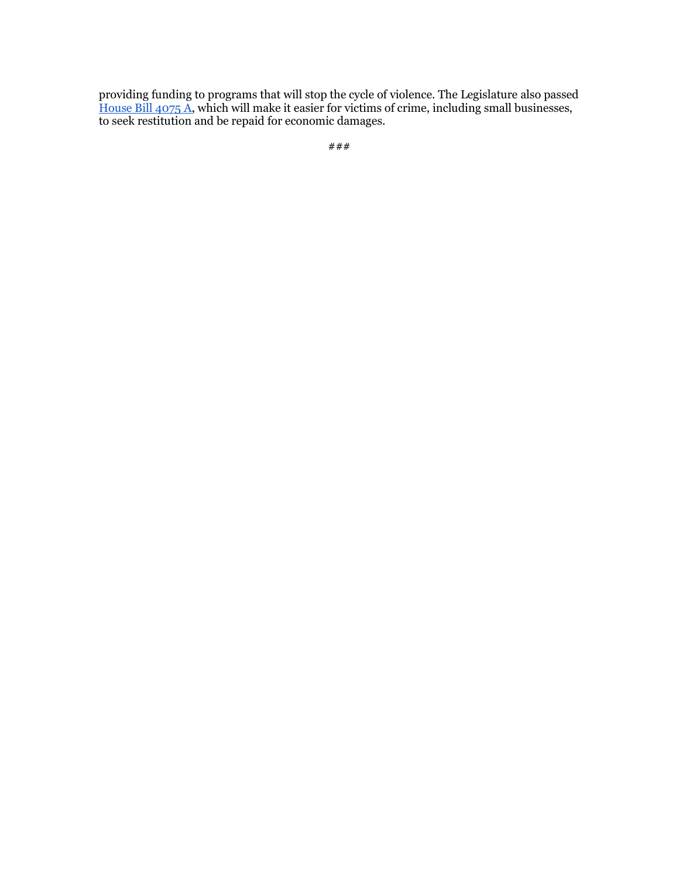providing funding to programs that will stop the cycle of violence. The Legislature also passed House Bill 4075 A, which will make it easier for victims of crime, including small businesses, to seek restitution and be repaid for economic damages.

###